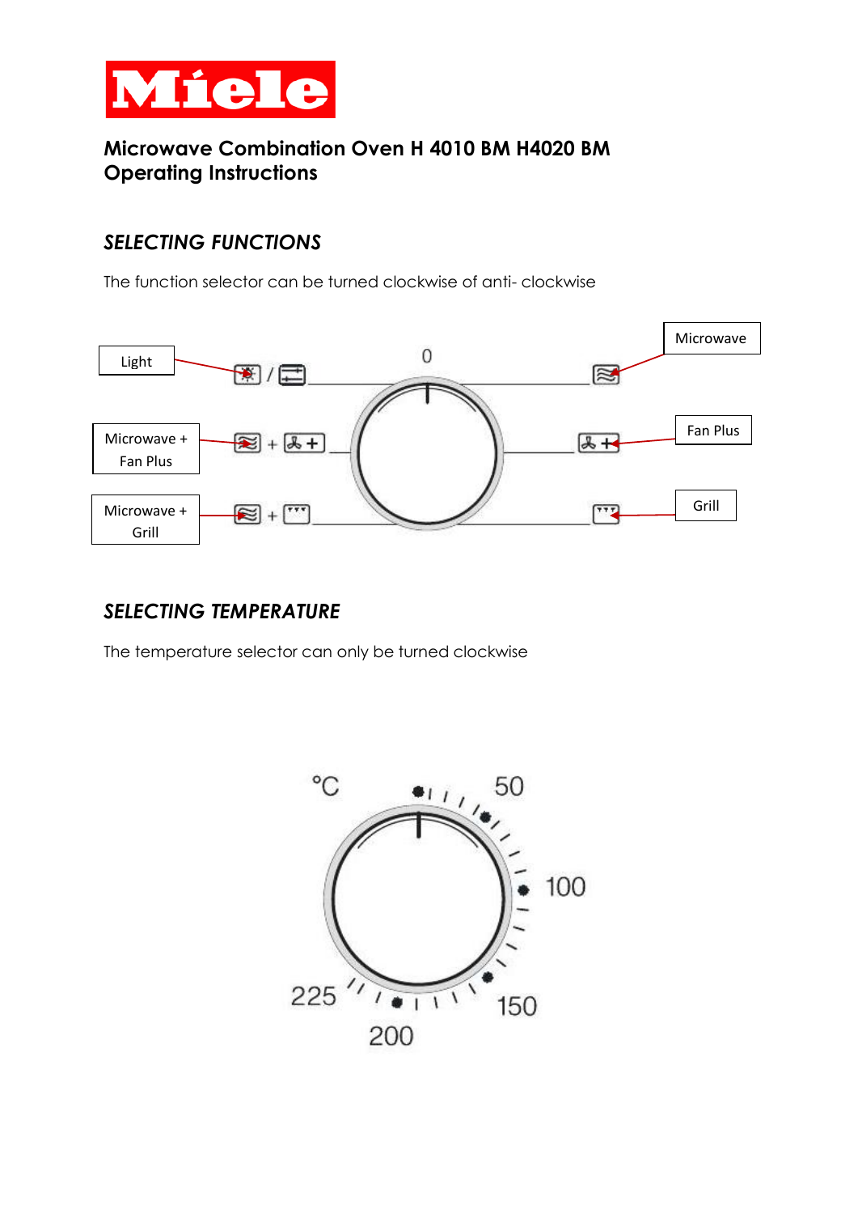Miele

**Microwave Combination Oven H 4010 BM H4020 BM**
**Operating Instructions**

## *SELECTING FUNCTIONS*

The function selector can be turned clockwise of anti- clockwise

Light

Microwave + Fan Plus

Microwave + Grill

0

Microwave

Fan Plus

Grill

## *SELECTING TEMPERATURE*

The temperature selector can only be turned clockwise

°C

50

100

150

200

225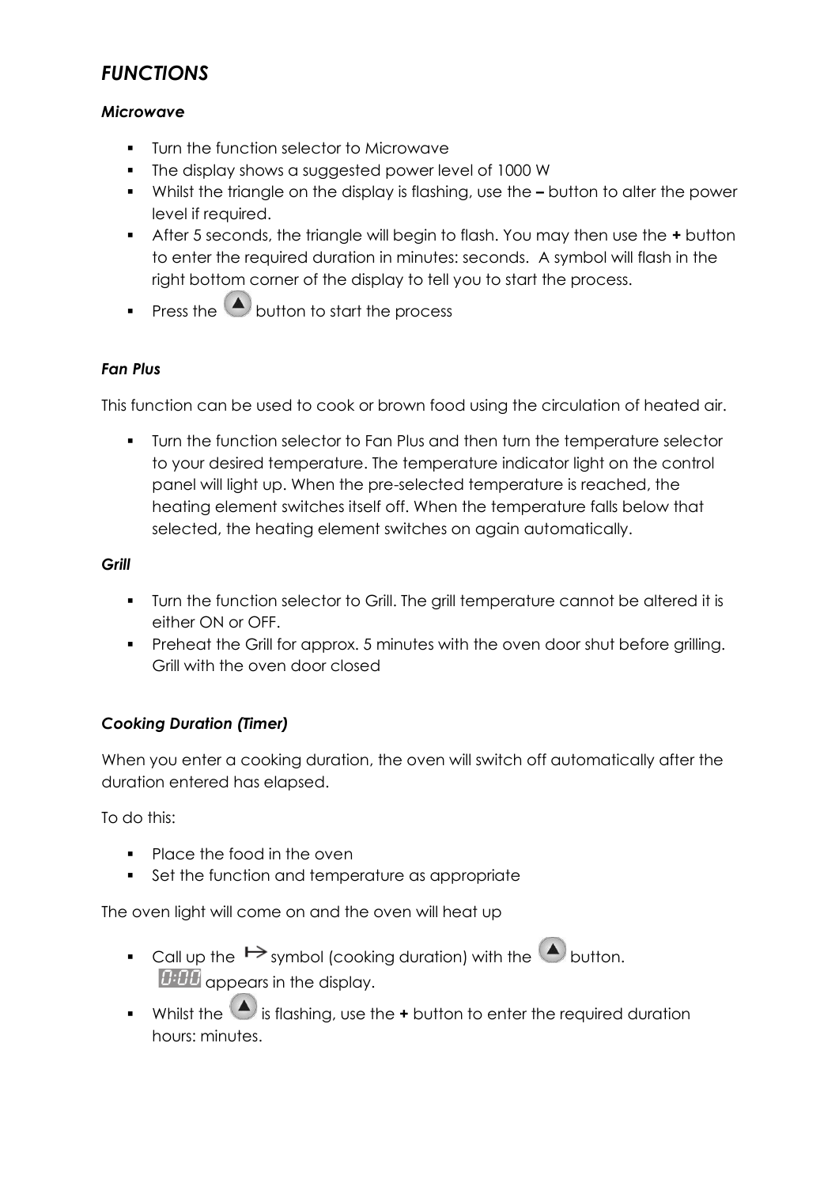## *FUNCTIONS*

### *Microwave*

- Turn the function selector to Microwave
- The display shows a suggested power level of 1000 W
- Whilst the triangle on the display is flashing, use the **–** button to alter the power level if required.
- After 5 seconds, the triangle will begin to flash. You may then use the **+** button to enter the required duration in minutes: seconds. A symbol will flash in the right bottom corner of the display to tell you to start the process.
- Press the ▲ button to start the process

### *Fan Plus*

This function can be used to cook or brown food using the circulation of heated air.

- Turn the function selector to Fan Plus and then turn the temperature selector to your desired temperature. The temperature indicator light on the control panel will light up. When the pre-selected temperature is reached, the heating element switches itself off. When the temperature falls below that selected, the heating element switches on again automatically.

### *Grill*

- Turn the function selector to Grill. The grill temperature cannot be altered it is either ON or OFF.
- Preheat the Grill for approx. 5 minutes with the oven door shut before grilling. Grill with the oven door closed

### *Cooking Duration (Timer)*

When you enter a cooking duration, the oven will switch off automatically after the duration entered has elapsed.

To do this:

- Place the food in the oven
- Set the function and temperature as appropriate

The oven light will come on and the oven will heat up

- Call up the ↦ symbol (cooking duration) with the ▲ button. 0:00 appears in the display.
- Whilst the ▲ is flashing, use the **+** button to enter the required duration hours: minutes.